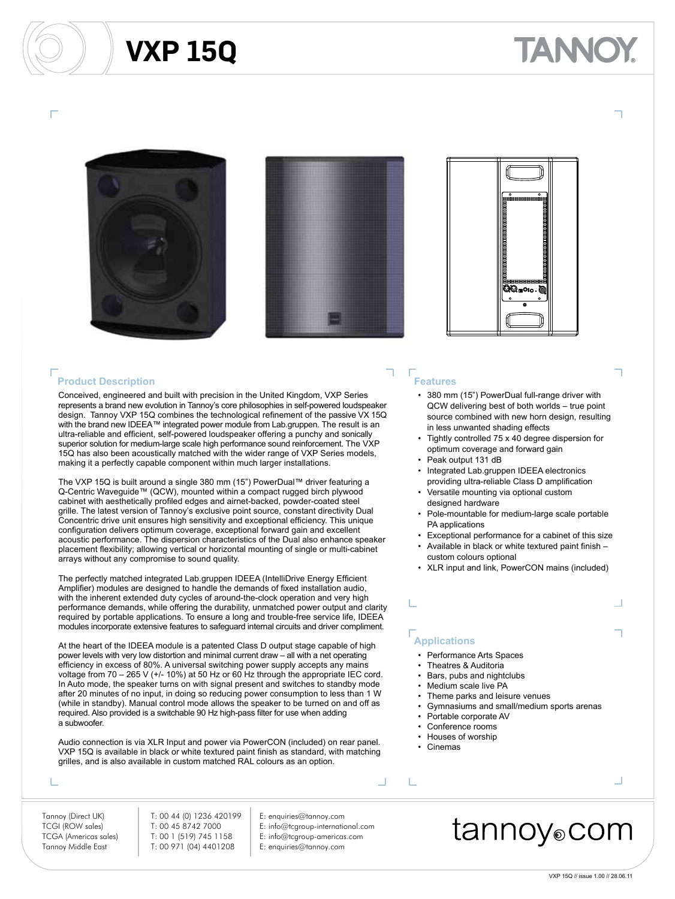# VXP 15Q

TANNOY

## Product Description

Conceived, engineered and built with precision in the United Kingdom, VXP Series represents a brand new evolution in Tannoy's core philosophies in self-powered loudspeaker design. Tannoy VXP 15Q combines the technological refinement of the passive VX 15Q with the brand new IDEEA™ integrated power module from Lab.gruppen. The result is an ultra-reliable and efficient, self-powered loudspeaker offering a punchy and sonically superior solution for medium-large scale high performance sound reinforcement. The VXP 15Q has also been acoustically matched with the wider range of VXP Series models, making it a perfectly capable component within much larger installations.

The VXP 15Q is built around a single 380 mm (15") PowerDual™ driver featuring a Q-Centric Waveguide™ (QCW), mounted within a compact rugged birch plywood cabinet with aesthetically profiled edges and airnet-backed, powder-coated steel grille. The latest version of Tannoy's exclusive point source, constant directivity Dual Concentric drive unit ensures high sensitivity and exceptional efficiency. This unique configuration delivers optimum coverage, exceptional forward gain and excellent acoustic performance. The dispersion characteristics of the Dual also enhance speaker placement flexibility; allowing vertical or horizontal mounting of single or multi-cabinet arrays without any compromise to sound quality.

The perfectly matched integrated Lab.gruppen IDEEA (IntelliDrive Energy Efficient Amplifier) modules are designed to handle the demands of fixed installation audio, with the inherent extended duty cycles of around-the-clock operation and very high performance demands, while offering the durability, unmatched power output and clarity required by portable applications. To ensure a long and trouble-free service life, IDEEA modules incorporate extensive features to safeguard internal circuits and driver compliment.

At the heart of the IDEEA module is a patented Class D output stage capable of high power levels with very low distortion and minimal current draw – all with a net operating efficiency in excess of 80%. A universal switching power supply accepts any mains voltage from 70 – 265 V (+/- 10%) at 50 Hz or 60 Hz through the appropriate IEC cord. In Auto mode, the speaker turns on with signal present and switches to standby mode after 20 minutes of no input, in doing so reducing power consumption to less than 1 W (while in standby). Manual control mode allows the speaker to be turned on and off as required. Also provided is a switchable 90 Hz high-pass filter for use when adding a subwoofer.

Audio connection is via XLR Input and power via PowerCON (included) on rear panel. VXP 15Q is available in black or white textured paint finish as standard, with matching grilles, and is also available in custom matched RAL colours as an option.

## Features

- 380 mm (15") PowerDual full-range driver with QCW delivering best of both worlds – true point source combined with new horn design, resulting in less unwanted shading effects
- Tightly controlled 75 x 40 degree dispersion for optimum coverage and forward gain
- Peak output 131 dB
- Integrated Lab.gruppen IDEEA electronics providing ultra-reliable Class D amplification
- Versatile mounting via optional custom designed hardware
- Pole-mountable for medium-large scale portable PA applications
- Exceptional performance for a cabinet of this size
- Available in black or white textured paint finish – custom colours optional
- XLR input and link, PowerCON mains (included)

## Applications

- Performance Arts Spaces
- Theatres & Auditoria
- Bars, pubs and nightclubs
- Medium scale live PA
- Theme parks and leisure venues
- Gymnasiums and small/medium sports arenas
- Portable corporate AV
- Conference rooms
- Houses of worship
- Cinemas

| | | |
|---|---|---|
| Tannoy (Direct UK) | T: 00 44 (0) 1236 420199 | E: enquiries@tannoy.com |
| TCGI (ROW sales) | T: 00 45 8742 7000 | E: info@tcgroup-international.com |
| TCGA (Americas sales) | T: 00 1 (519) 745 1158 | E: info@tcgroup-americas.com |
| Tannoy Middle East | T: 00 971 (04) 4401208 | E: enquiries@tannoy.com |

tannoy.com

VXP 15Q // issue 1.00 // 28.06.11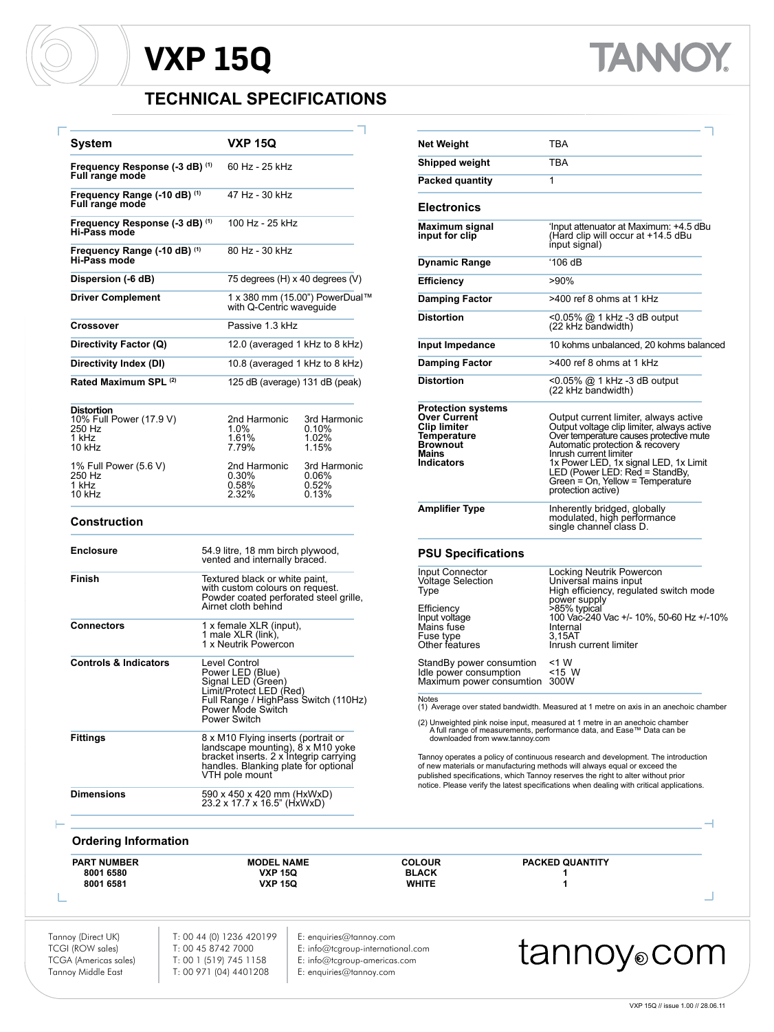# VXP 15Q

## TECHNICAL SPECIFICATIONS

| System | VXP 15Q |
|---|---|
| Frequency Response (-3 dB) [1] Full range mode | 60 Hz - 25 kHz |
| Frequency Range (-10 dB) [1] Full range mode | 47 Hz - 30 kHz |
| Frequency Response (-3 dB) [1] Hi-Pass mode | 100 Hz - 25 kHz |
| Frequency Range (-10 dB) [1] Hi-Pass mode | 80 Hz - 30 kHz |
| Dispersion (-6 dB) | 75 degrees (H) x 40 degrees (V) |
| Driver Complement | 1 x 380 mm (15.00") PowerDual™ with Q-Centric waveguide |
| Crossover | Passive 1.3 kHz |
| Directivity Factor (Q) | 12.0 (averaged 1 kHz to 8 kHz) |
| Directivity Index (DI) | 10.8 (averaged 1 kHz to 8 kHz) |
| Rated Maximum SPL [2] | 125 dB (average) 131 dB (peak) |

| Distortion | | |
|---|---|---|
| 10% Full Power (17.9 V) | 2nd Harmonic | 3rd Harmonic |
| 250 Hz | 1.0% | 0.10% |
| 1 kHz | 1.61% | 1.02% |
| 10 kHz | 7.79% | 1.15% |
| 1% Full Power (5.6 V) | 2nd Harmonic | 3rd Harmonic |
| 250 Hz | 0.30% | 0.06% |
| 1 kHz | 0.58% | 0.52% |
| 10 kHz | 2.32% | 0.13% |

### Construction

| | |
|---|---|
| Enclosure | 54.9 litre, 18 mm birch plywood, vented and internally braced. |
| Finish | Textured black or white paint, with custom colours on request. Powder coated perforated steel grille, Airnet cloth behind |
| Connectors | 1 x female XLR (input), 1 male XLR (link), 1 x Neutrik Powercon |
| Controls & Indicators | Level Control<br>Power LED (Blue)<br>Signal LED (Green)<br>Limit/Protect LED (Red)<br>Full Range / HighPass Switch (110Hz)<br>Power Mode Switch<br>Power Switch |
| Fittings | 8 x M10 Flying inserts (portrait or landscape mounting), 8 x M10 yoke bracket inserts. 2 x Integrip carrying handles. Blanking plate for optional VTH pole mount |
| Dimensions | 590 x 450 x 420 mm (HxWxD)<br>23.2 x 17.7 x 16.5" (HxWxD) |

| | |
|---|---|
| Net Weight | TBA |
| Shipped weight | TBA |
| Packed quantity | 1 |

### Electronics

| | |
|---|---|
| Maximum signal input for clip | 'Input attenuator at Maximum: +4.5 dBu (Hard clip will occur at +14.5 dBu input signal) |
| Dynamic Range | '106 dB |
| Efficiency | >90% |
| Damping Factor | >400 ref 8 ohms at 1 kHz |
| Distortion | <0.05% @ 1 kHz -3 dB output (22 kHz bandwidth) |
| Input Impedance | 10 kohms unbalanced, 20 kohms balanced |
| Damping Factor | >400 ref 8 ohms at 1 kHz |
| Distortion | <0.05% @ 1 kHz -3 dB output (22 kHz bandwidth) |
| Protection systems | |
| Over Current | Output current limiter, always active |
| Clip limiter | Output voltage clip limiter, always active |
| Temperature | Over temperature causes protective mute |
| Brownout | Automatic protection & recovery |
| Mains | Inrush current limiter |
| Indicators | 1x Power LED, 1x signal LED, 1x Limit LED (Power LED: Red = StandBy, Green = On, Yellow = Temperature protection active) |
| Amplifier Type | Inherently bridged, globally modulated, high performance single channel class D. |

### PSU Specifications

| | |
|---|---|
| Input Connector | Locking Neutrik Powercon |
| Voltage Selection | Universal mains input |
| Type | High efficiency, regulated switch mode power supply |
| Efficiency | >85% typical |
| Input voltage | 100 Vac-240 Vac +/- 10%, 50-60 Hz +/-10% |
| Mains fuse | Internal |
| Fuse type | 3,15AT |
| Other features | Inrush current limiter |
| StandBy power consumption | <1 W |
| Idle power consumption | <15 W |
| Maximum power consumtion | 300W |

Notes
(1) Average over stated bandwidth. Measured at 1 metre on axis in an anechoic chamber

(2) Unweighted pink noise input, measured at 1 metre in an anechoic chamber
A full range of measurements, performance data, and Ease™ Data can be downloaded from www.tannoy.com

Tannoy operates a policy of continuous research and development. The introduction of new materials or manufacturing methods will always equal or exceed the published specifications, which Tannoy reserves the right to alter without prior notice. Please verify the latest specifications when dealing with critical applications.

### Ordering Information

| PART NUMBER | MODEL NAME | COLOUR | PACKED QUANTITY |
|---|---|---|---|
| 8001 6580 | VXP 15Q | BLACK | 1 |
| 8001 6581 | VXP 15Q | WHITE | 1 |

| | | |
|---|---|---|
| Tannoy (Direct UK) | T: 00 44 (0) 1236 420199 | E: enquiries@tannoy.com |
| TCGI (ROW sales) | T: 00 45 8742 7000 | E: info@tcgroup-international.com |
| TCGA (Americas sales) | T: 00 1 (519) 745 1158 | E: info@tcgroup-americas.com |
| Tannoy Middle East | T: 00 971 (04) 4401208 | E: enquiries@tannoy.com |

tannoy.com

VXP 15Q // issue 1.00 // 28.06.11